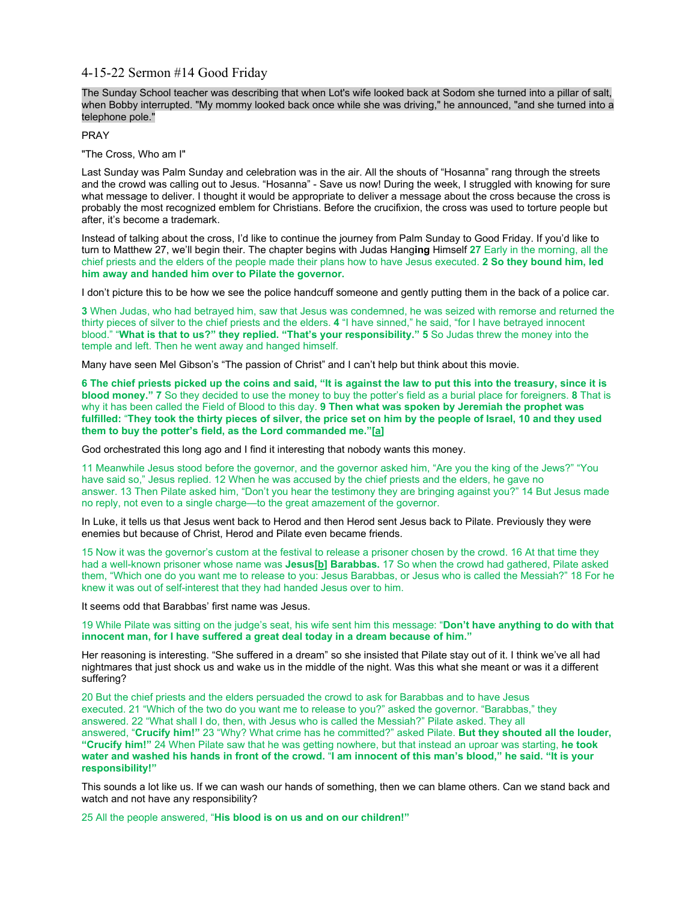# 4-15-22 Sermon #14 Good Friday

The Sunday School teacher was describing that when Lot's wife looked back at Sodom she turned into a pillar of salt, when Bobby interrupted. "My mommy looked back once while she was driving," he announced, "and she turned into a telephone pole."

PRAY

"The Cross, Who am I"

Last Sunday was Palm Sunday and celebration was in the air. All the shouts of "Hosanna" rang through the streets and the crowd was calling out to Jesus. "Hosanna" - Save us now! During the week, I struggled with knowing for sure what message to deliver. I thought it would be appropriate to deliver a message about the cross because the cross is probably the most recognized emblem for Christians. Before the crucifixion, the cross was used to torture people but after, it's become a trademark.

Instead of talking about the cross, I'd like to continue the journey from Palm Sunday to Good Friday. If you'd like to turn to Matthew 27, we'll begin their. The chapter begins with Judas Hang**ing** Himself **27** Early in the morning, all the chief priests and the elders of the people made their plans how to have Jesus executed. **2 So they bound him, led him away and handed him over to Pilate the governor.**

I don't picture this to be how we see the police handcuff someone and gently putting them in the back of a police car.

**3** When Judas, who had betrayed him, saw that Jesus was condemned, he was seized with remorse and returned the thirty pieces of silver to the chief priests and the elders. **4** "I have sinned," he said, "for I have betrayed innocent blood." "**What is that to us?" they replied. "That's your responsibility." 5** So Judas threw the money into the temple and left. Then he went away and hanged himself.

Many have seen Mel Gibson's "The passion of Christ" and I can't help but think about this movie.

**6 The chief priests picked up the coins and said, "It is against the law to put this into the treasury, since it is blood money." 7** So they decided to use the money to buy the potter's field as a burial place for foreigners. **8** That is why it has been called the Field of Blood to this day. **9 Then what was spoken by Jeremiah the prophet was fulfilled:** "**They took the thirty pieces of silver, the price set on him by the people of Israel, 10 and they used them to buy the potter's field, as the Lord commanded me."[a]**

God orchestrated this long ago and I find it interesting that nobody wants this money.

11 Meanwhile Jesus stood before the governor, and the governor asked him, "Are you the king of the Jews?" "You have said so," Jesus replied. 12 When he was accused by the chief priests and the elders, he gave no answer. 13 Then Pilate asked him, "Don't you hear the testimony they are bringing against you?" 14 But Jesus made no reply, not even to a single charge—to the great amazement of the governor.

In Luke, it tells us that Jesus went back to Herod and then Herod sent Jesus back to Pilate. Previously they were enemies but because of Christ, Herod and Pilate even became friends.

15 Now it was the governor's custom at the festival to release a prisoner chosen by the crowd. 16 At that time they had a well-known prisoner whose name was **Jesus[b] Barabbas.** 17 So when the crowd had gathered, Pilate asked them, "Which one do you want me to release to you: Jesus Barabbas, or Jesus who is called the Messiah?" 18 For he knew it was out of self-interest that they had handed Jesus over to him.

It seems odd that Barabbas' first name was Jesus.

19 While Pilate was sitting on the judge's seat, his wife sent him this message: "**Don't have anything to do with that innocent man, for I have suffered a great deal today in a dream because of him."**

Her reasoning is interesting. "She suffered in a dream" so she insisted that Pilate stay out of it. I think we've all had nightmares that just shock us and wake us in the middle of the night. Was this what she meant or was it a different suffering?

20 But the chief priests and the elders persuaded the crowd to ask for Barabbas and to have Jesus executed. 21 "Which of the two do you want me to release to you?" asked the governor. "Barabbas," they answered. 22 "What shall I do, then, with Jesus who is called the Messiah?" Pilate asked. They all answered, "**Crucify him!"** 23 "Why? What crime has he committed?" asked Pilate. **But they shouted all the louder, "Crucify him!"** 24 When Pilate saw that he was getting nowhere, but that instead an uproar was starting, **he took water and washed his hands in front of the crowd.** "**I am innocent of this man's blood," he said. "It is your responsibility!"**

This sounds a lot like us. If we can wash our hands of something, then we can blame others. Can we stand back and watch and not have any responsibility?

25 All the people answered, "**His blood is on us and on our children!"**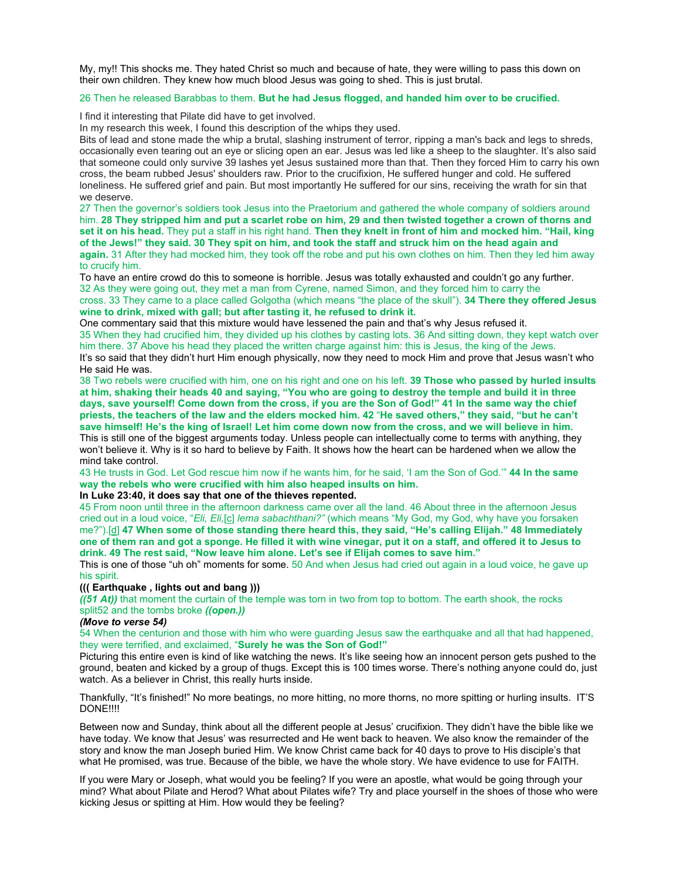My, my!! This shocks me. They hated Christ so much and because of hate, they were willing to pass this down on their own children. They knew how much blood Jesus was going to shed. This is just brutal.

26 Then he released Barabbas to them. **But he had Jesus flogged, and handed him over to be crucified.**

I find it interesting that Pilate did have to get involved.
In my research this week, I found this description of the whips they used.
Bits of lead and stone made the whip a brutal, slashing instrument of terror, ripping a man's back and legs to shreds, occasionally even tearing out an eye or slicing open an ear. Jesus was led like a sheep to the slaughter. It's also said that someone could only survive 39 lashes yet Jesus sustained more than that. Then they forced Him to carry his own cross, the beam rubbed Jesus' shoulders raw. Prior to the crucifixion, He suffered hunger and cold. He suffered loneliness. He suffered grief and pain. But most importantly He suffered for our sins, receiving the wrath for sin that we deserve.

27 Then the governor's soldiers took Jesus into the Praetorium and gathered the whole company of soldiers around him. **28 They stripped him and put a scarlet robe on him, 29 and then twisted together a crown of thorns and set it on his head.** They put a staff in his right hand. **Then they knelt in front of him and mocked him. "Hail, king of the Jews!" they said. 30 They spit on him, and took the staff and struck him on the head again and again.** 31 After they had mocked him, they took off the robe and put his own clothes on him. Then they led him away to crucify him.

To have an entire crowd do this to someone is horrible. Jesus was totally exhausted and couldn't go any further.
32 As they were going out, they met a man from Cyrene, named Simon, and they forced him to carry the cross. 33 They came to a place called Golgotha (which means "the place of the skull"). **34 There they offered Jesus wine to drink, mixed with gall; but after tasting it, he refused to drink it.**

One commentary said that this mixture would have lessened the pain and that's why Jesus refused it.
35 When they had crucified him, they divided up his clothes by casting lots. 36 And sitting down, they kept watch over him there. 37 Above his head they placed the written charge against him: this is Jesus, the king of the Jews.
It's so said that they didn't hurt Him enough physically, now they need to mock Him and prove that Jesus wasn't who He said He was.

38 Two rebels were crucified with him, one on his right and one on his left. **39 Those who passed by hurled insults at him, shaking their heads 40 and saying, "You who are going to destroy the temple and build it in three days, save yourself! Come down from the cross, if you are the Son of God!" 41 In the same way the chief priests, the teachers of the law and the elders mocked him. 42 "He saved others," they said, "but he can't save himself! He's the king of Israel! Let him come down now from the cross, and we will believe in him.**

This is still one of the biggest arguments today. Unless people can intellectually come to terms with anything, they won't believe it. Why is it so hard to believe by Faith. It shows how the heart can be hardened when we allow the mind take control.

43 He trusts in God. Let God rescue him now if he wants him, for he said, 'I am the Son of God.'" **44 In the same way the rebels who were crucified with him also heaped insults on him.**

**In Luke 23:40, it does say that one of the thieves repented.**

45 From noon until three in the afternoon darkness came over all the land. 46 About three in the afternoon Jesus cried out in a loud voice, "*Eli, Eli,*[c] *lema sabachthani?"* (which means "My God, my God, why have you forsaken me?").[d] **47 When some of those standing there heard this, they said, "He's calling Elijah." 48 Immediately one of them ran and got a sponge. He filled it with wine vinegar, put it on a staff, and offered it to Jesus to drink. 49 The rest said, "Now leave him alone. Let's see if Elijah comes to save him."**

This is one of those "uh oh" moments for some. 50 And when Jesus had cried out again in a loud voice, he gave up his spirit.

**((( Earthquake , lights out and bang )))**

***((51 At))*** that moment the curtain of the temple was torn in two from top to bottom. The earth shook, the rocks split52 and the tombs broke ***((open.))***

***(Move to verse 54)***

54 When the centurion and those with him who were guarding Jesus saw the earthquake and all that had happened, they were terrified, and exclaimed, "**Surely he was the Son of God!"**

Picturing this entire even is kind of like watching the news. It's like seeing how an innocent person gets pushed to the ground, beaten and kicked by a group of thugs. Except this is 100 times worse. There's nothing anyone could do, just watch. As a believer in Christ, this really hurts inside.

Thankfully, "It's finished!" No more beatings, no more hitting, no more thorns, no more spitting or hurling insults. IT'S DONE!!!!

Between now and Sunday, think about all the different people at Jesus' crucifixion. They didn't have the bible like we have today. We know that Jesus' was resurrected and He went back to heaven. We also know the remainder of the story and know the man Joseph buried Him. We know Christ came back for 40 days to prove to His disciple's that what He promised, was true. Because of the bible, we have the whole story. We have evidence to use for FAITH.

If you were Mary or Joseph, what would you be feeling? If you were an apostle, what would be going through your mind? What about Pilate and Herod? What about Pilates wife? Try and place yourself in the shoes of those who were kicking Jesus or spitting at Him. How would they be feeling?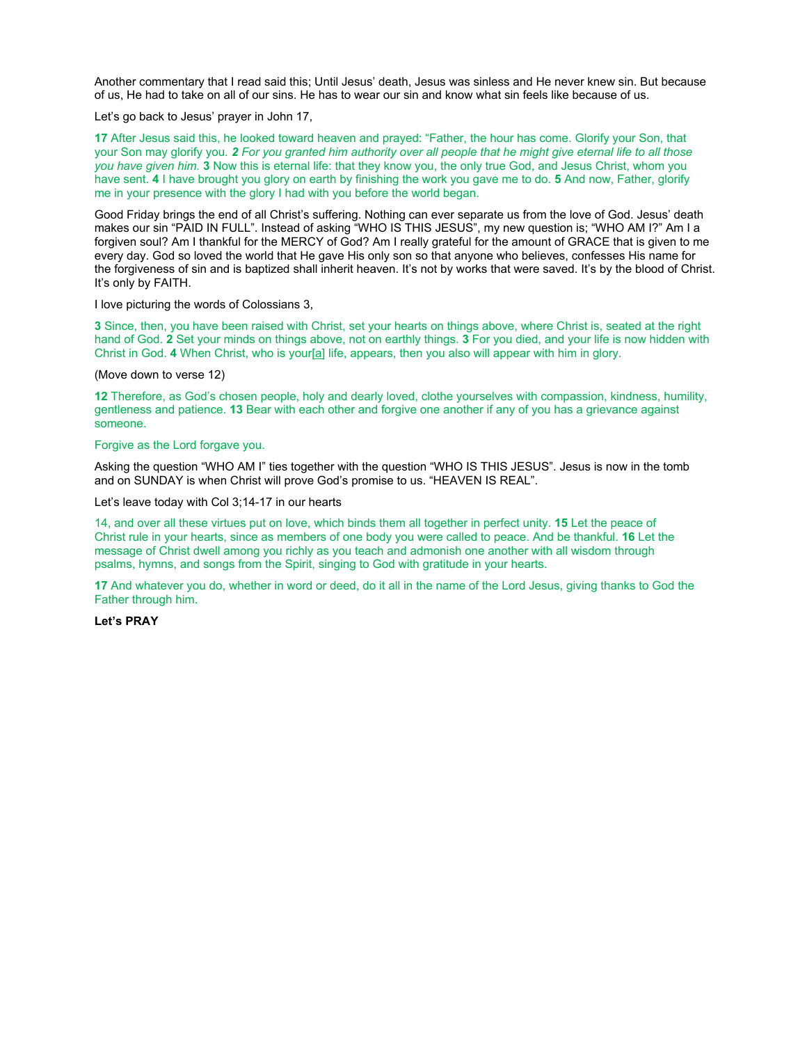Another commentary that I read said this; Until Jesus' death, Jesus was sinless and He never knew sin. But because of us, He had to take on all of our sins. He has to wear our sin and know what sin feels like because of us.

Let's go back to Jesus' prayer in John 17,

**17** After Jesus said this, he looked toward heaven and prayed: "Father, the hour has come. Glorify your Son, that your Son may glorify you. ***2*** *For you granted him authority over all people that he might give eternal life to all those you have given him.* **3** Now this is eternal life: that they know you, the only true God, and Jesus Christ, whom you have sent. **4** I have brought you glory on earth by finishing the work you gave me to do. **5** And now, Father, glorify me in your presence with the glory I had with you before the world began.

Good Friday brings the end of all Christ's suffering. Nothing can ever separate us from the love of God. Jesus' death makes our sin "PAID IN FULL". Instead of asking "WHO IS THIS JESUS", my new question is; "WHO AM I?" Am I a forgiven soul? Am I thankful for the MERCY of God? Am I really grateful for the amount of GRACE that is given to me every day. God so loved the world that He gave His only son so that anyone who believes, confesses His name for the forgiveness of sin and is baptized shall inherit heaven. It's not by works that were saved. It's by the blood of Christ. It's only by FAITH.

I love picturing the words of Colossians 3,

**3** Since, then, you have been raised with Christ, set your hearts on things above, where Christ is, seated at the right hand of God. **2** Set your minds on things above, not on earthly things. **3** For you died, and your life is now hidden with Christ in God. **4** When Christ, who is your[a] life, appears, then you also will appear with him in glory.

(Move down to verse 12)

**12** Therefore, as God's chosen people, holy and dearly loved, clothe yourselves with compassion, kindness, humility, gentleness and patience. **13** Bear with each other and forgive one another if any of you has a grievance against someone.

Forgive as the Lord forgave you.

Asking the question "WHO AM I" ties together with the question "WHO IS THIS JESUS". Jesus is now in the tomb and on SUNDAY is when Christ will prove God's promise to us. "HEAVEN IS REAL".

Let's leave today with Col 3;14-17 in our hearts

14, and over all these virtues put on love, which binds them all together in perfect unity. **15** Let the peace of Christ rule in your hearts, since as members of one body you were called to peace. And be thankful. **16** Let the message of Christ dwell among you richly as you teach and admonish one another with all wisdom through psalms, hymns, and songs from the Spirit, singing to God with gratitude in your hearts.

**17** And whatever you do, whether in word or deed, do it all in the name of the Lord Jesus, giving thanks to God the Father through him.

**Let's PRAY**